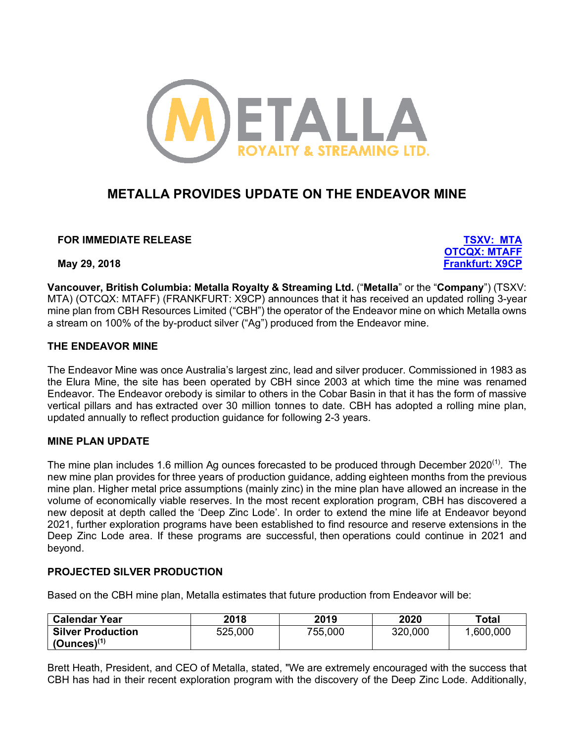# METALLA PROVIDES UPDATE ON THE ENDEAVOR MINE

**FOR IMMEDIATE RELEASE**

**May 29, 2018**

**TSXV: MTA**
**OTCQX: MTAFF**
**Frankfurt: X9CP**

**Vancouver, British Columbia: Metalla Royalty & Streaming Ltd.** ("**Metalla**" or the "**Company**") (TSXV: MTA) (OTCQX: MTAFF) (FRANKFURT: X9CP) announces that it has received an updated rolling 3-year mine plan from CBH Resources Limited ("CBH") the operator of the Endeavor mine on which Metalla owns a stream on 100% of the by-product silver ("Ag") produced from the Endeavor mine.

## THE ENDEAVOR MINE

The Endeavor Mine was once Australia's largest zinc, lead and silver producer. Commissioned in 1983 as the Elura Mine, the site has been operated by CBH since 2003 at which time the mine was renamed Endeavor. The Endeavor orebody is similar to others in the Cobar Basin in that it has the form of massive vertical pillars and has extracted over 30 million tonnes to date. CBH has adopted a rolling mine plan, updated annually to reflect production guidance for following 2-3 years.

## MINE PLAN UPDATE

The mine plan includes 1.6 million Ag ounces forecasted to be produced through December 2020[(1)]. The new mine plan provides for three years of production guidance, adding eighteen months from the previous mine plan. Higher metal price assumptions (mainly zinc) in the mine plan have allowed an increase in the volume of economically viable reserves. In the most recent exploration program, CBH has discovered a new deposit at depth called the 'Deep Zinc Lode'. In order to extend the mine life at Endeavor beyond 2021, further exploration programs have been established to find resource and reserve extensions in the Deep Zinc Lode area. If these programs are successful, then operations could continue in 2021 and beyond.

## PROJECTED SILVER PRODUCTION

Based on the CBH mine plan, Metalla estimates that future production from Endeavor will be:

| Calendar Year | 2018 | 2019 | 2020 | Total |
|---|---|---|---|---|
| **Silver Production (Ounces)[(1)]** | 525,000 | 755,000 | 320,000 | 1,600,000 |

Brett Heath, President, and CEO of Metalla, stated, "We are extremely encouraged with the success that CBH has had in their recent exploration program with the discovery of the Deep Zinc Lode. Additionally,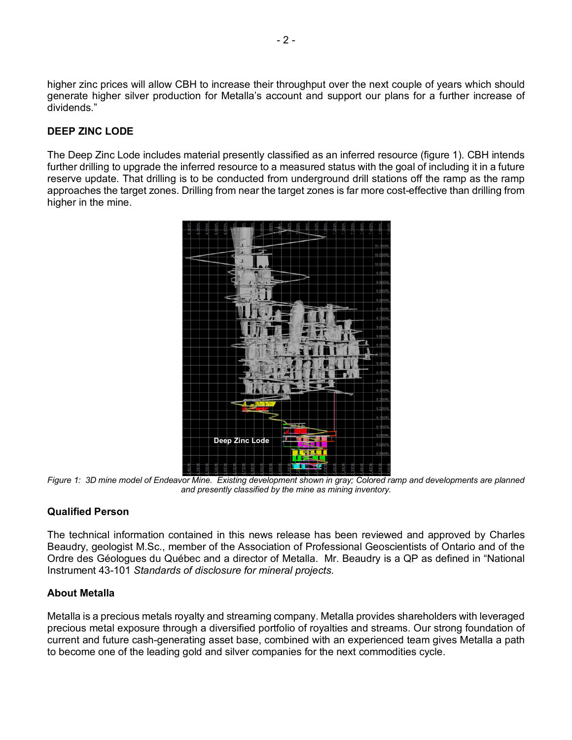higher zinc prices will allow CBH to increase their throughput over the next couple of years which should generate higher silver production for Metalla's account and support our plans for a further increase of dividends."

**DEEP ZINC LODE**

The Deep Zinc Lode includes material presently classified as an inferred resource (figure 1). CBH intends further drilling to upgrade the inferred resource to a measured status with the goal of including it in a future reserve update. That drilling is to be conducted from underground drill stations off the ramp as the ramp approaches the target zones. Drilling from near the target zones is far more cost-effective than drilling from higher in the mine.

*Figure 1: 3D mine model of Endeavor Mine. Existing development shown in gray; Colored ramp and developments are planned and presently classified by the mine as mining inventory.*

**Qualified Person**

The technical information contained in this news release has been reviewed and approved by Charles Beaudry, geologist M.Sc., member of the Association of Professional Geoscientists of Ontario and of the Ordre des Géologues du Québec and a director of Metalla. Mr. Beaudry is a QP as defined in "National Instrument 43-101 *Standards of disclosure for mineral projects.*

**About Metalla**

Metalla is a precious metals royalty and streaming company. Metalla provides shareholders with leveraged precious metal exposure through a diversified portfolio of royalties and streams. Our strong foundation of current and future cash-generating asset base, combined with an experienced team gives Metalla a path to become one of the leading gold and silver companies for the next commodities cycle.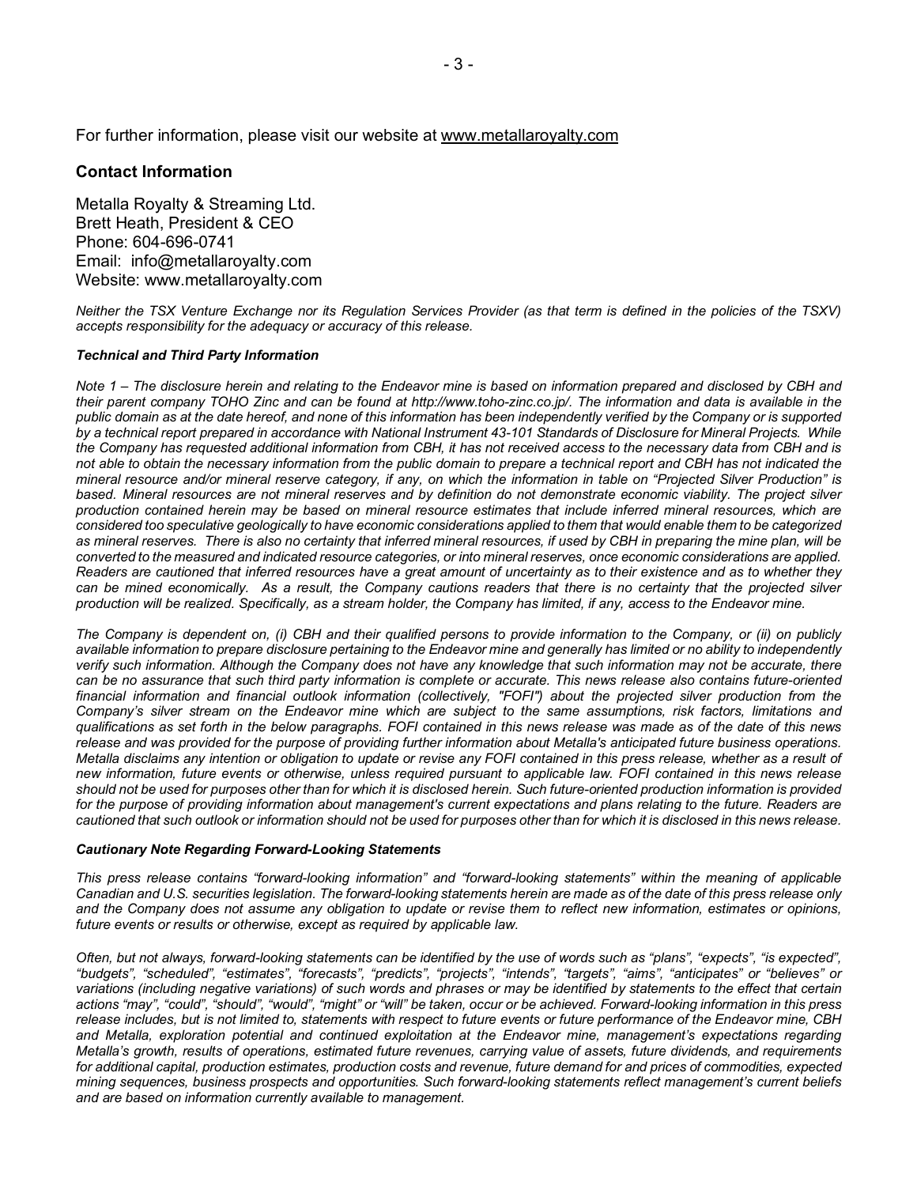For further information, please visit our website at [www.metallaroyalty.com](www.metallaroyalty.com)

## Contact Information

Metalla Royalty & Streaming Ltd.
Brett Heath, President & CEO
Phone: 604-696-0741
Email: info@metallaroyalty.com
Website: www.metallaroyalty.com

*Neither the TSX Venture Exchange nor its Regulation Services Provider (as that term is defined in the policies of the TSXV) accepts responsibility for the adequacy or accuracy of this release.*

***Technical and Third Party Information***

*Note 1 – The disclosure herein and relating to the Endeavor mine is based on information prepared and disclosed by CBH and their parent company TOHO Zinc and can be found at http://www.toho-zinc.co.jp/. The information and data is available in the public domain as at the date hereof, and none of this information has been independently verified by the Company or is supported by a technical report prepared in accordance with National Instrument 43-101 Standards of Disclosure for Mineral Projects. While the Company has requested additional information from CBH, it has not received access to the necessary data from CBH and is not able to obtain the necessary information from the public domain to prepare a technical report and CBH has not indicated the mineral resource and/or mineral reserve category, if any, on which the information in table on "Projected Silver Production" is based. Mineral resources are not mineral reserves and by definition do not demonstrate economic viability. The project silver production contained herein may be based on mineral resource estimates that include inferred mineral resources, which are considered too speculative geologically to have economic considerations applied to them that would enable them to be categorized as mineral reserves. There is also no certainty that inferred mineral resources, if used by CBH in preparing the mine plan, will be converted to the measured and indicated resource categories, or into mineral reserves, once economic considerations are applied. Readers are cautioned that inferred resources have a great amount of uncertainty as to their existence and as to whether they can be mined economically. As a result, the Company cautions readers that there is no certainty that the projected silver production will be realized. Specifically, as a stream holder, the Company has limited, if any, access to the Endeavor mine.*

*The Company is dependent on, (i) CBH and their qualified persons to provide information to the Company, or (ii) on publicly available information to prepare disclosure pertaining to the Endeavor mine and generally has limited or no ability to independently verify such information. Although the Company does not have any knowledge that such information may not be accurate, there can be no assurance that such third party information is complete or accurate. This news release also contains future-oriented financial information and financial outlook information (collectively, "FOFI") about the projected silver production from the Company's silver stream on the Endeavor mine which are subject to the same assumptions, risk factors, limitations and qualifications as set forth in the below paragraphs. FOFI contained in this news release was made as of the date of this news release and was provided for the purpose of providing further information about Metalla's anticipated future business operations. Metalla disclaims any intention or obligation to update or revise any FOFI contained in this press release, whether as a result of new information, future events or otherwise, unless required pursuant to applicable law. FOFI contained in this news release should not be used for purposes other than for which it is disclosed herein. Such future-oriented production information is provided for the purpose of providing information about management's current expectations and plans relating to the future. Readers are cautioned that such outlook or information should not be used for purposes other than for which it is disclosed in this news release.*

***Cautionary Note Regarding Forward-Looking Statements***

*This press release contains "forward-looking information" and "forward-looking statements" within the meaning of applicable Canadian and U.S. securities legislation. The forward-looking statements herein are made as of the date of this press release only and the Company does not assume any obligation to update or revise them to reflect new information, estimates or opinions, future events or results or otherwise, except as required by applicable law.*

*Often, but not always, forward-looking statements can be identified by the use of words such as "plans", "expects", "is expected", "budgets", "scheduled", "estimates", "forecasts", "predicts", "projects", "intends", "targets", "aims", "anticipates" or "believes" or variations (including negative variations) of such words and phrases or may be identified by statements to the effect that certain actions "may", "could", "should", "would", "might" or "will" be taken, occur or be achieved. Forward-looking information in this press release includes, but is not limited to, statements with respect to future events or future performance of the Endeavor mine, CBH and Metalla, exploration potential and continued exploitation at the Endeavor mine, management's expectations regarding Metalla's growth, results of operations, estimated future revenues, carrying value of assets, future dividends, and requirements for additional capital, production estimates, production costs and revenue, future demand for and prices of commodities, expected mining sequences, business prospects and opportunities. Such forward-looking statements reflect management's current beliefs and are based on information currently available to management.*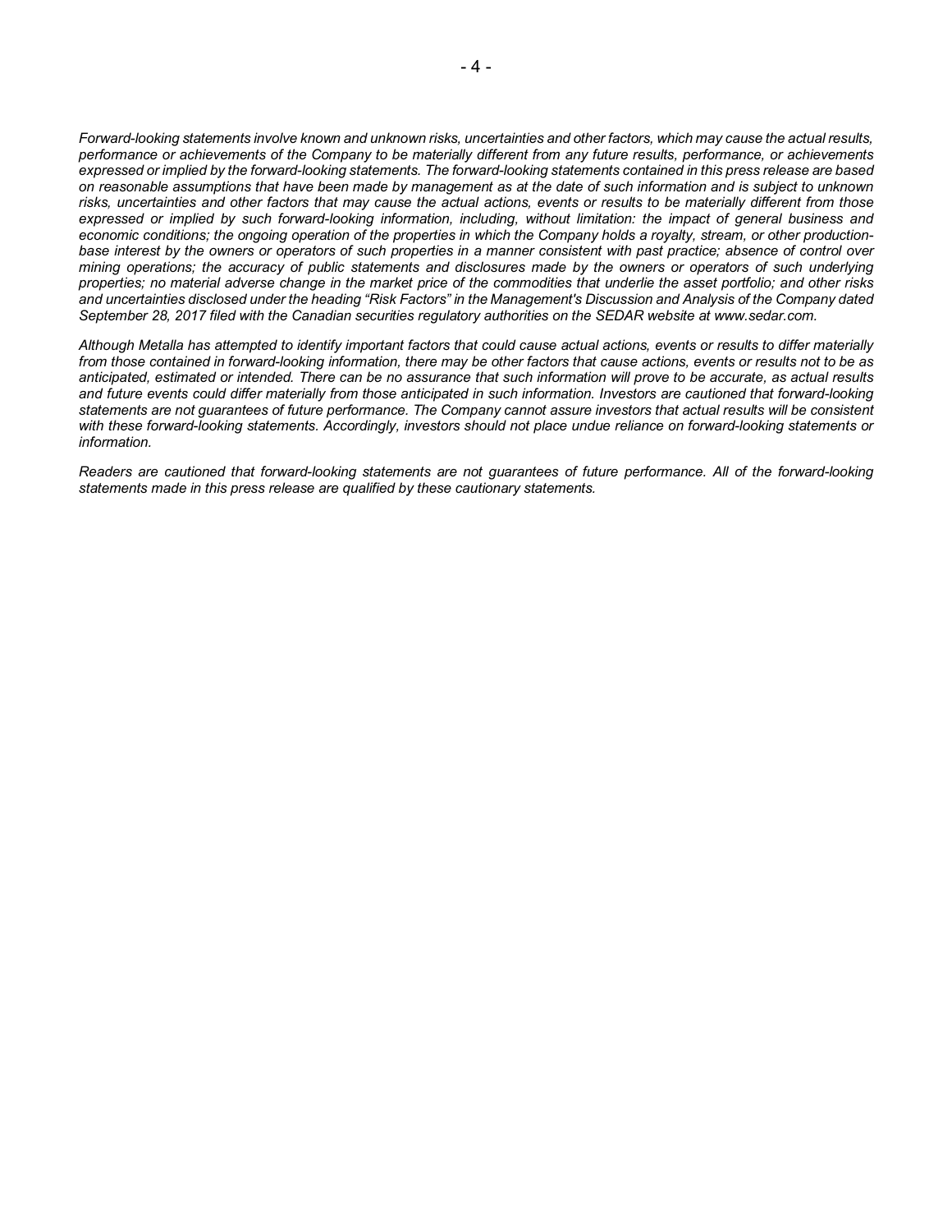*Forward-looking statements involve known and unknown risks, uncertainties and other factors, which may cause the actual results, performance or achievements of the Company to be materially different from any future results, performance, or achievements expressed or implied by the forward-looking statements. The forward-looking statements contained in this press release are based on reasonable assumptions that have been made by management as at the date of such information and is subject to unknown risks, uncertainties and other factors that may cause the actual actions, events or results to be materially different from those expressed or implied by such forward-looking information, including, without limitation: the impact of general business and economic conditions; the ongoing operation of the properties in which the Company holds a royalty, stream, or other production-base interest by the owners or operators of such properties in a manner consistent with past practice; absence of control over mining operations; the accuracy of public statements and disclosures made by the owners or operators of such underlying properties; no material adverse change in the market price of the commodities that underlie the asset portfolio; and other risks and uncertainties disclosed under the heading "Risk Factors" in the Management's Discussion and Analysis of the Company dated September 28, 2017 filed with the Canadian securities regulatory authorities on the SEDAR website at www.sedar.com.*

*Although Metalla has attempted to identify important factors that could cause actual actions, events or results to differ materially from those contained in forward-looking information, there may be other factors that cause actions, events or results not to be as anticipated, estimated or intended. There can be no assurance that such information will prove to be accurate, as actual results and future events could differ materially from those anticipated in such information. Investors are cautioned that forward-looking statements are not guarantees of future performance. The Company cannot assure investors that actual results will be consistent with these forward-looking statements. Accordingly, investors should not place undue reliance on forward-looking statements or information.*

*Readers are cautioned that forward-looking statements are not guarantees of future performance. All of the forward-looking statements made in this press release are qualified by these cautionary statements.*